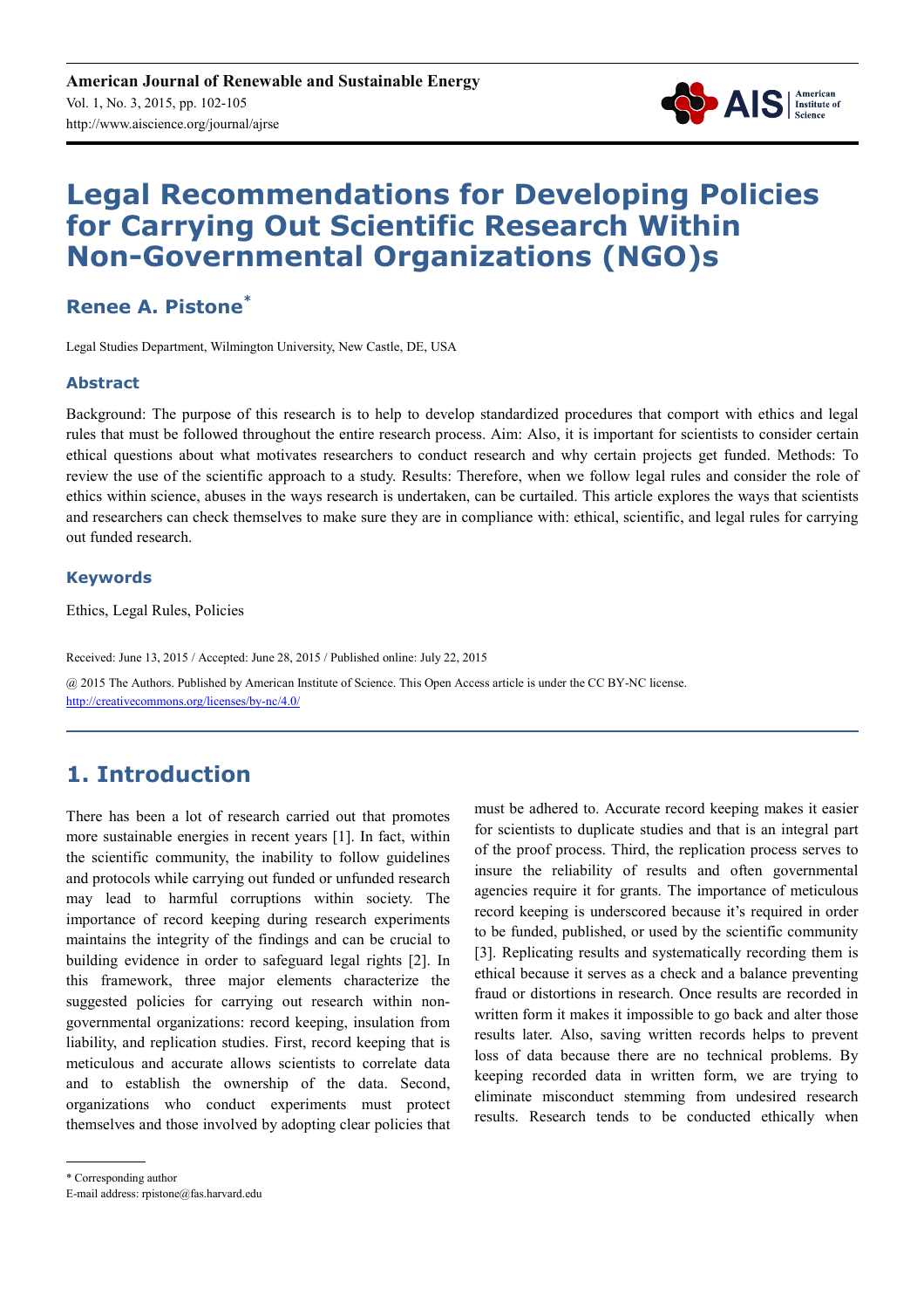# Legal Recommendations for Developing Policies for Carrying Out Scientific Research Within Non-Governmental Organizations (NGO)s

## Renee A. Pistone[*]

Legal Studies Department, Wilmington University, New Castle, DE, USA

### Abstract

Background: The purpose of this research is to help to develop standardized procedures that comport with ethics and legal rules that must be followed throughout the entire research process. Aim: Also, it is important for scientists to consider certain ethical questions about what motivates researchers to conduct research and why certain projects get funded. Methods: To review the use of the scientific approach to a study. Results: Therefore, when we follow legal rules and consider the role of ethics within science, abuses in the ways research is undertaken, can be curtailed. This article explores the ways that scientists and researchers can check themselves to make sure they are in compliance with: ethical, scientific, and legal rules for carrying out funded research.

### Keywords

Ethics, Legal Rules, Policies

Received: June 13, 2015 / Accepted: June 28, 2015 / Published online: July 22, 2015

@ 2015 The Authors. Published by American Institute of Science. This Open Access article is under the CC BY-NC license. http://creativecommons.org/licenses/by-nc/4.0/

## 1. Introduction

There has been a lot of research carried out that promotes more sustainable energies in recent years [1]. In fact, within the scientific community, the inability to follow guidelines and protocols while carrying out funded or unfunded research may lead to harmful corruptions within society. The importance of record keeping during research experiments maintains the integrity of the findings and can be crucial to building evidence in order to safeguard legal rights [2]. In this framework, three major elements characterize the suggested policies for carrying out research within non-governmental organizations: record keeping, insulation from liability, and replication studies. First, record keeping that is meticulous and accurate allows scientists to correlate data and to establish the ownership of the data. Second, organizations who conduct experiments must protect themselves and those involved by adopting clear policies that must be adhered to. Accurate record keeping makes it easier for scientists to duplicate studies and that is an integral part of the proof process. Third, the replication process serves to insure the reliability of results and often governmental agencies require it for grants. The importance of meticulous record keeping is underscored because it's required in order to be funded, published, or used by the scientific community [3]. Replicating results and systematically recording them is ethical because it serves as a check and a balance preventing fraud or distortions in research. Once results are recorded in written form it makes it impossible to go back and alter those results later. Also, saving written records helps to prevent loss of data because there are no technical problems. By keeping recorded data in written form, we are trying to eliminate misconduct stemming from undesired research results. Research tends to be conducted ethically when

* Corresponding author
E-mail address: rpistone@fas.harvard.edu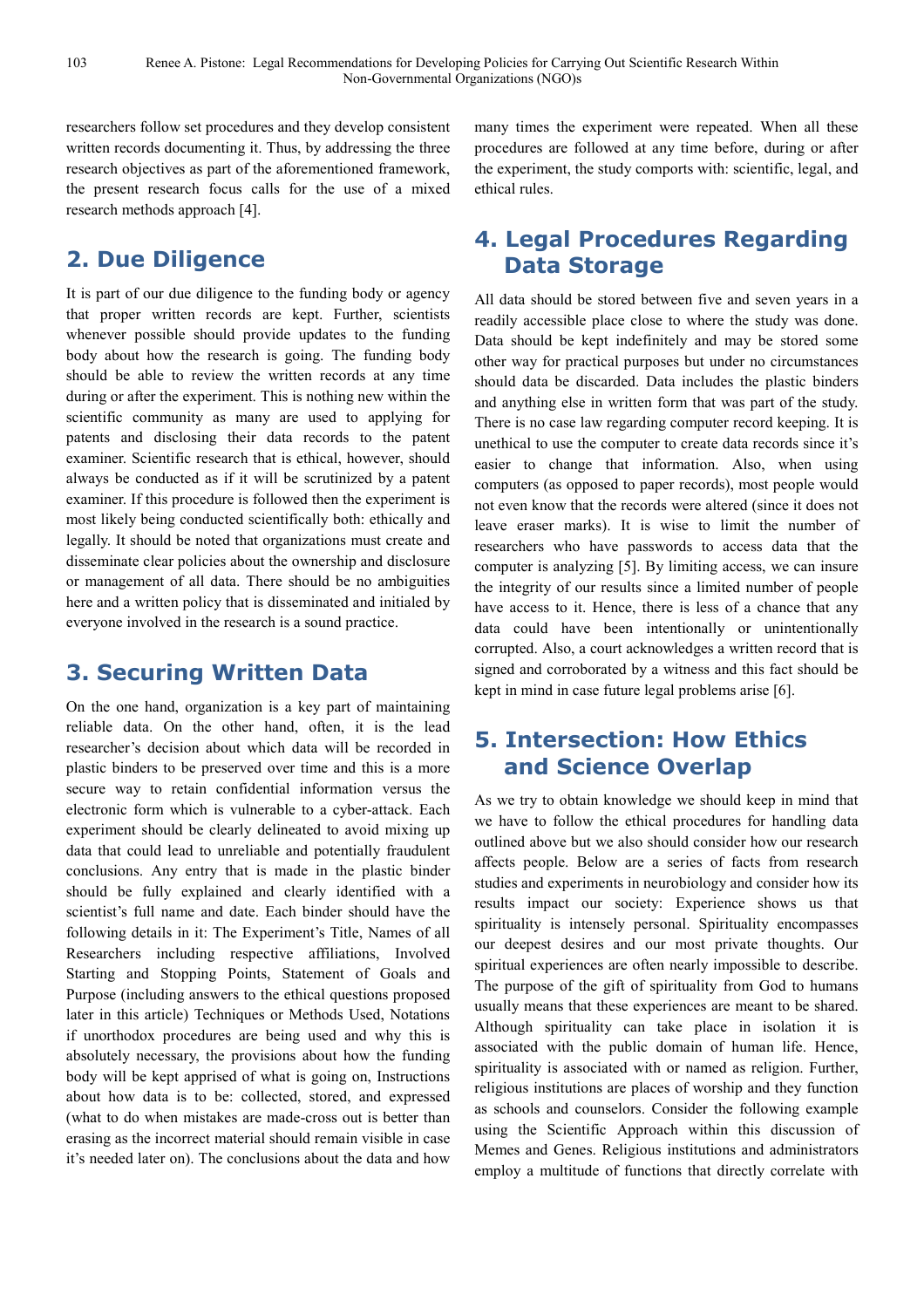researchers follow set procedures and they develop consistent written records documenting it. Thus, by addressing the three research objectives as part of the aforementioned framework, the present research focus calls for the use of a mixed research methods approach [4].

## 2. Due Diligence

It is part of our due diligence to the funding body or agency that proper written records are kept. Further, scientists whenever possible should provide updates to the funding body about how the research is going. The funding body should be able to review the written records at any time during or after the experiment. This is nothing new within the scientific community as many are used to applying for patents and disclosing their data records to the patent examiner. Scientific research that is ethical, however, should always be conducted as if it will be scrutinized by a patent examiner. If this procedure is followed then the experiment is most likely being conducted scientifically both: ethically and legally. It should be noted that organizations must create and disseminate clear policies about the ownership and disclosure or management of all data. There should be no ambiguities here and a written policy that is disseminated and initialed by everyone involved in the research is a sound practice.

## 3. Securing Written Data

On the one hand, organization is a key part of maintaining reliable data. On the other hand, often, it is the lead researcher's decision about which data will be recorded in plastic binders to be preserved over time and this is a more secure way to retain confidential information versus the electronic form which is vulnerable to a cyber-attack. Each experiment should be clearly delineated to avoid mixing up data that could lead to unreliable and potentially fraudulent conclusions. Any entry that is made in the plastic binder should be fully explained and clearly identified with a scientist's full name and date. Each binder should have the following details in it: The Experiment's Title, Names of all Researchers including respective affiliations, Involved Starting and Stopping Points, Statement of Goals and Purpose (including answers to the ethical questions proposed later in this article) Techniques or Methods Used, Notations if unorthodox procedures are being used and why this is absolutely necessary, the provisions about how the funding body will be kept apprised of what is going on, Instructions about how data is to be: collected, stored, and expressed (what to do when mistakes are made-cross out is better than erasing as the incorrect material should remain visible in case it's needed later on). The conclusions about the data and how many times the experiment were repeated. When all these procedures are followed at any time before, during or after the experiment, the study comports with: scientific, legal, and ethical rules.

## 4. Legal Procedures Regarding Data Storage

All data should be stored between five and seven years in a readily accessible place close to where the study was done. Data should be kept indefinitely and may be stored some other way for practical purposes but under no circumstances should data be discarded. Data includes the plastic binders and anything else in written form that was part of the study. There is no case law regarding computer record keeping. It is unethical to use the computer to create data records since it's easier to change that information. Also, when using computers (as opposed to paper records), most people would not even know that the records were altered (since it does not leave eraser marks). It is wise to limit the number of researchers who have passwords to access data that the computer is analyzing [5]. By limiting access, we can insure the integrity of our results since a limited number of people have access to it. Hence, there is less of a chance that any data could have been intentionally or unintentionally corrupted. Also, a court acknowledges a written record that is signed and corroborated by a witness and this fact should be kept in mind in case future legal problems arise [6].

## 5. Intersection: How Ethics and Science Overlap

As we try to obtain knowledge we should keep in mind that we have to follow the ethical procedures for handling data outlined above but we also should consider how our research affects people. Below are a series of facts from research studies and experiments in neurobiology and consider how its results impact our society: Experience shows us that spirituality is intensely personal. Spirituality encompasses our deepest desires and our most private thoughts. Our spiritual experiences are often nearly impossible to describe. The purpose of the gift of spirituality from God to humans usually means that these experiences are meant to be shared. Although spirituality can take place in isolation it is associated with the public domain of human life. Hence, spirituality is associated with or named as religion. Further, religious institutions are places of worship and they function as schools and counselors. Consider the following example using the Scientific Approach within this discussion of Memes and Genes. Religious institutions and administrators employ a multitude of functions that directly correlate with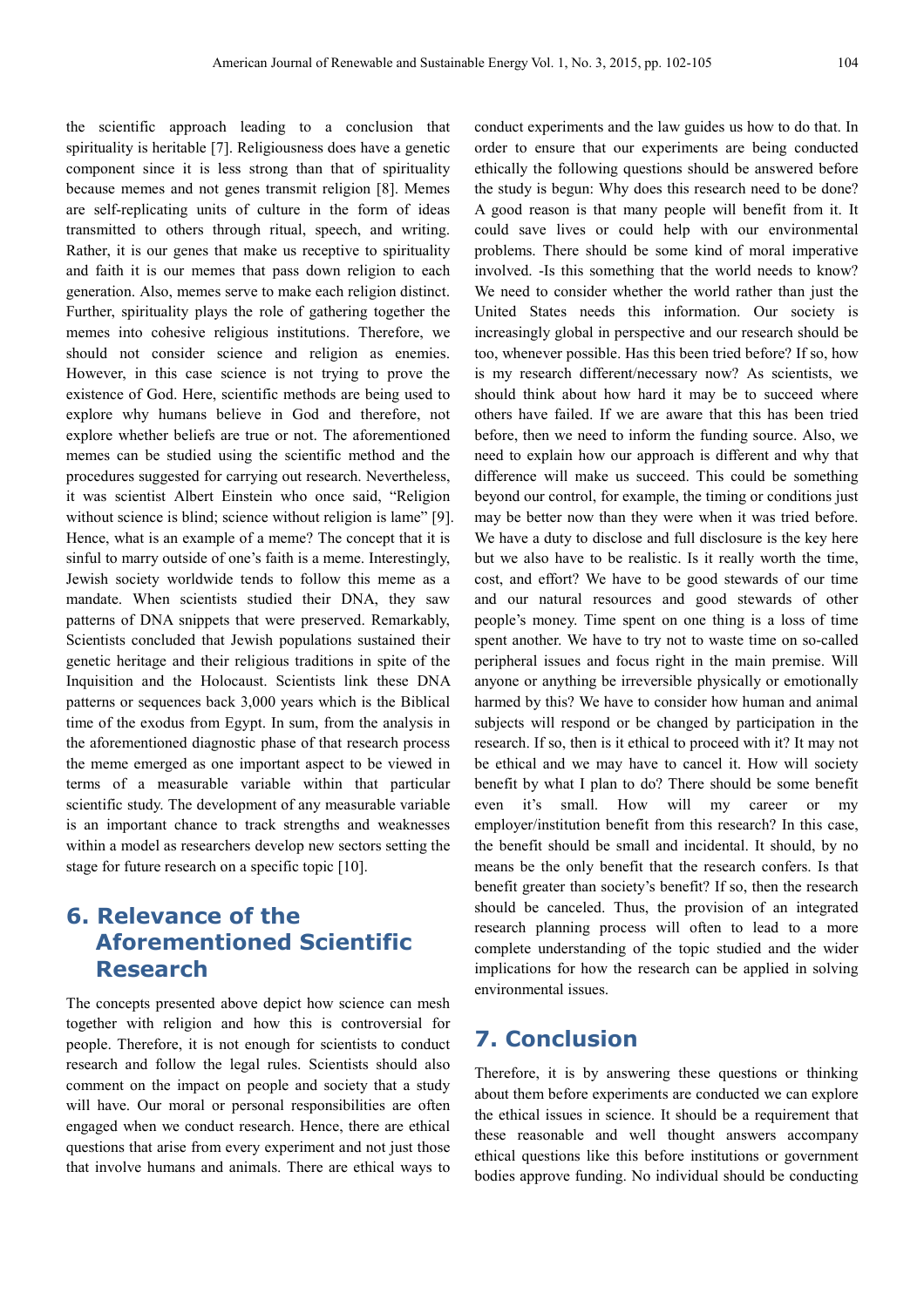the scientific approach leading to a conclusion that spirituality is heritable [7]. Religiousness does have a genetic component since it is less strong than that of spirituality because memes and not genes transmit religion [8]. Memes are self-replicating units of culture in the form of ideas transmitted to others through ritual, speech, and writing. Rather, it is our genes that make us receptive to spirituality and faith it is our memes that pass down religion to each generation. Also, memes serve to make each religion distinct. Further, spirituality plays the role of gathering together the memes into cohesive religious institutions. Therefore, we should not consider science and religion as enemies. However, in this case science is not trying to prove the existence of God. Here, scientific methods are being used to explore why humans believe in God and therefore, not explore whether beliefs are true or not. The aforementioned memes can be studied using the scientific method and the procedures suggested for carrying out research. Nevertheless, it was scientist Albert Einstein who once said, "Religion without science is blind; science without religion is lame" [9]. Hence, what is an example of a meme? The concept that it is sinful to marry outside of one's faith is a meme. Interestingly, Jewish society worldwide tends to follow this meme as a mandate. When scientists studied their DNA, they saw patterns of DNA snippets that were preserved. Remarkably, Scientists concluded that Jewish populations sustained their genetic heritage and their religious traditions in spite of the Inquisition and the Holocaust. Scientists link these DNA patterns or sequences back 3,000 years which is the Biblical time of the exodus from Egypt. In sum, from the analysis in the aforementioned diagnostic phase of that research process the meme emerged as one important aspect to be viewed in terms of a measurable variable within that particular scientific study. The development of any measurable variable is an important chance to track strengths and weaknesses within a model as researchers develop new sectors setting the stage for future research on a specific topic [10].

## 6. Relevance of the Aforementioned Scientific Research

The concepts presented above depict how science can mesh together with religion and how this is controversial for people. Therefore, it is not enough for scientists to conduct research and follow the legal rules. Scientists should also comment on the impact on people and society that a study will have. Our moral or personal responsibilities are often engaged when we conduct research. Hence, there are ethical questions that arise from every experiment and not just those that involve humans and animals. There are ethical ways to conduct experiments and the law guides us how to do that. In order to ensure that our experiments are being conducted ethically the following questions should be answered before the study is begun: Why does this research need to be done? A good reason is that many people will benefit from it. It could save lives or could help with our environmental problems. There should be some kind of moral imperative involved. -Is this something that the world needs to know? We need to consider whether the world rather than just the United States needs this information. Our society is increasingly global in perspective and our research should be too, whenever possible. Has this been tried before? If so, how is my research different/necessary now? As scientists, we should think about how hard it may be to succeed where others have failed. If we are aware that this has been tried before, then we need to inform the funding source. Also, we need to explain how our approach is different and why that difference will make us succeed. This could be something beyond our control, for example, the timing or conditions just may be better now than they were when it was tried before. We have a duty to disclose and full disclosure is the key here but we also have to be realistic. Is it really worth the time, cost, and effort? We have to be good stewards of our time and our natural resources and good stewards of other people's money. Time spent on one thing is a loss of time spent another. We have to try not to waste time on so-called peripheral issues and focus right in the main premise. Will anyone or anything be irreversible physically or emotionally harmed by this? We have to consider how human and animal subjects will respond or be changed by participation in the research. If so, then is it ethical to proceed with it? It may not be ethical and we may have to cancel it. How will society benefit by what I plan to do? There should be some benefit even it's small. How will my career or my employer/institution benefit from this research? In this case, the benefit should be small and incidental. It should, by no means be the only benefit that the research confers. Is that benefit greater than society's benefit? If so, then the research should be canceled. Thus, the provision of an integrated research planning process will often to lead to a more complete understanding of the topic studied and the wider implications for how the research can be applied in solving environmental issues.

## 7. Conclusion

Therefore, it is by answering these questions or thinking about them before experiments are conducted we can explore the ethical issues in science. It should be a requirement that these reasonable and well thought answers accompany ethical questions like this before institutions or government bodies approve funding. No individual should be conducting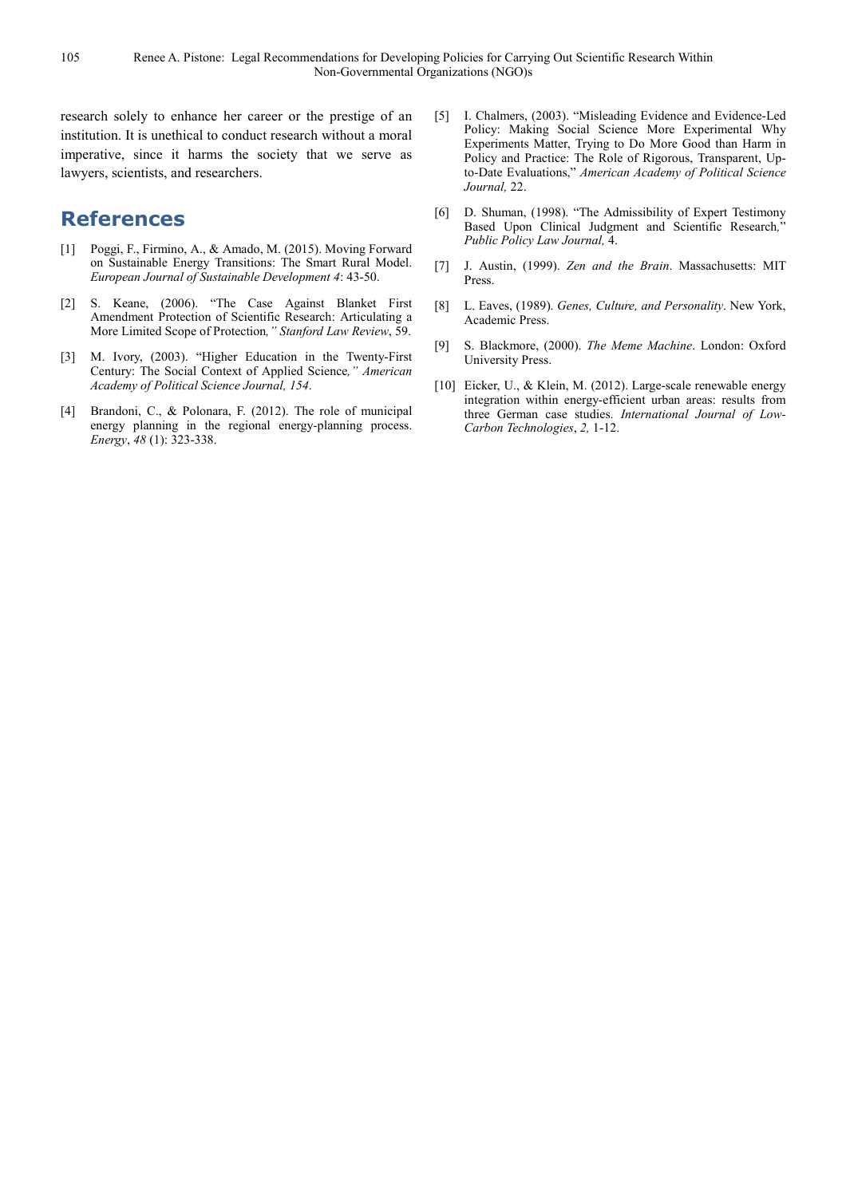research solely to enhance her career or the prestige of an institution. It is unethical to conduct research without a moral imperative, since it harms the society that we serve as lawyers, scientists, and researchers.

## References

[1] Poggi, F., Firmino, A., & Amado, M. (2015). Moving Forward on Sustainable Energy Transitions: The Smart Rural Model. *European Journal of Sustainable Development 4*: 43-50.

[2] S. Keane, (2006). "The Case Against Blanket First Amendment Protection of Scientific Research: Articulating a More Limited Scope of Protection*," Stanford Law Review*, 59.

[3] M. Ivory, (2003). "Higher Education in the Twenty-First Century: The Social Context of Applied Science*," American Academy of Political Science Journal, 154*.

[4] Brandoni, C., & Polonara, F. (2012). The role of municipal energy planning in the regional energy-planning process. *Energy*, *48* (1): 323-338.

[5] I. Chalmers, (2003). "Misleading Evidence and Evidence-Led Policy: Making Social Science More Experimental Why Experiments Matter, Trying to Do More Good than Harm in Policy and Practice: The Role of Rigorous, Transparent, Up-to-Date Evaluations," *American Academy of Political Science Journal,* 22.

[6] D. Shuman, (1998). "The Admissibility of Expert Testimony Based Upon Clinical Judgment and Scientific Research*," Public Policy Law Journal,* 4.

[7] J. Austin, (1999). *Zen and the Brain*. Massachusetts: MIT Press.

[8] L. Eaves, (1989). *Genes, Culture, and Personality*. New York, Academic Press.

[9] S. Blackmore, (2000). *The Meme Machine*. London: Oxford University Press.

[10] Eicker, U., & Klein, M. (2012). Large-scale renewable energy integration within energy-efficient urban areas: results from three German case studies. *International Journal of Low-Carbon Technologies*, *2,* 1-12.